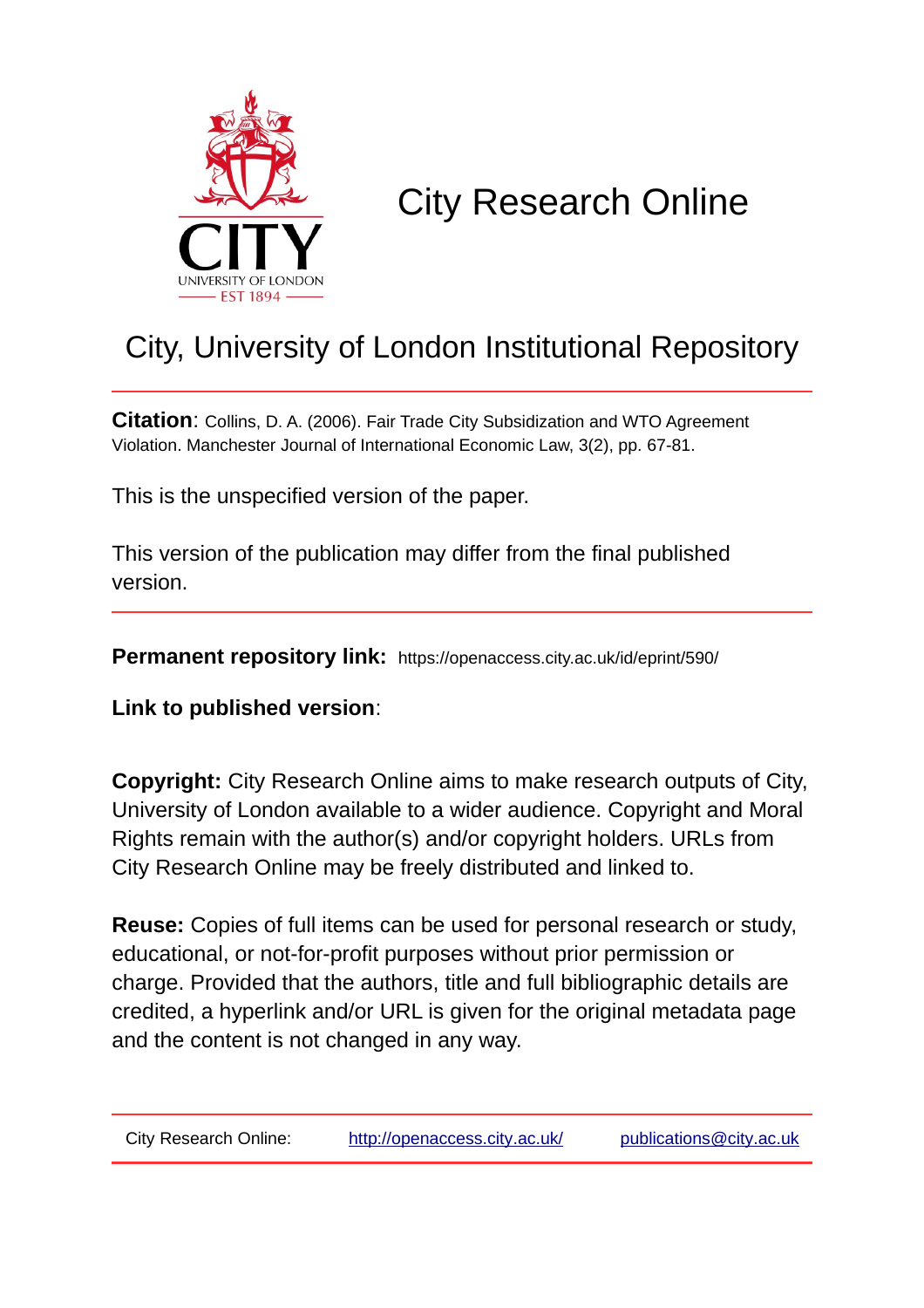# City Research Online

## City, University of London Institutional Repository

**Citation**: Collins, D. A. (2006). Fair Trade City Subsidization and WTO Agreement Violation. Manchester Journal of International Economic Law, 3(2), pp. 67-81.

This is the unspecified version of the paper.

This version of the publication may differ from the final published version.

**Permanent repository link:** https://openaccess.city.ac.uk/id/eprint/590/

**Link to published version**:

**Copyright:** City Research Online aims to make research outputs of City, University of London available to a wider audience. Copyright and Moral Rights remain with the author(s) and/or copyright holders. URLs from City Research Online may be freely distributed and linked to.

**Reuse:** Copies of full items can be used for personal research or study, educational, or not-for-profit purposes without prior permission or charge. Provided that the authors, title and full bibliographic details are credited, a hyperlink and/or URL is given for the original metadata page and the content is not changed in any way.

City Research Online: http://openaccess.city.ac.uk/ publications@city.ac.uk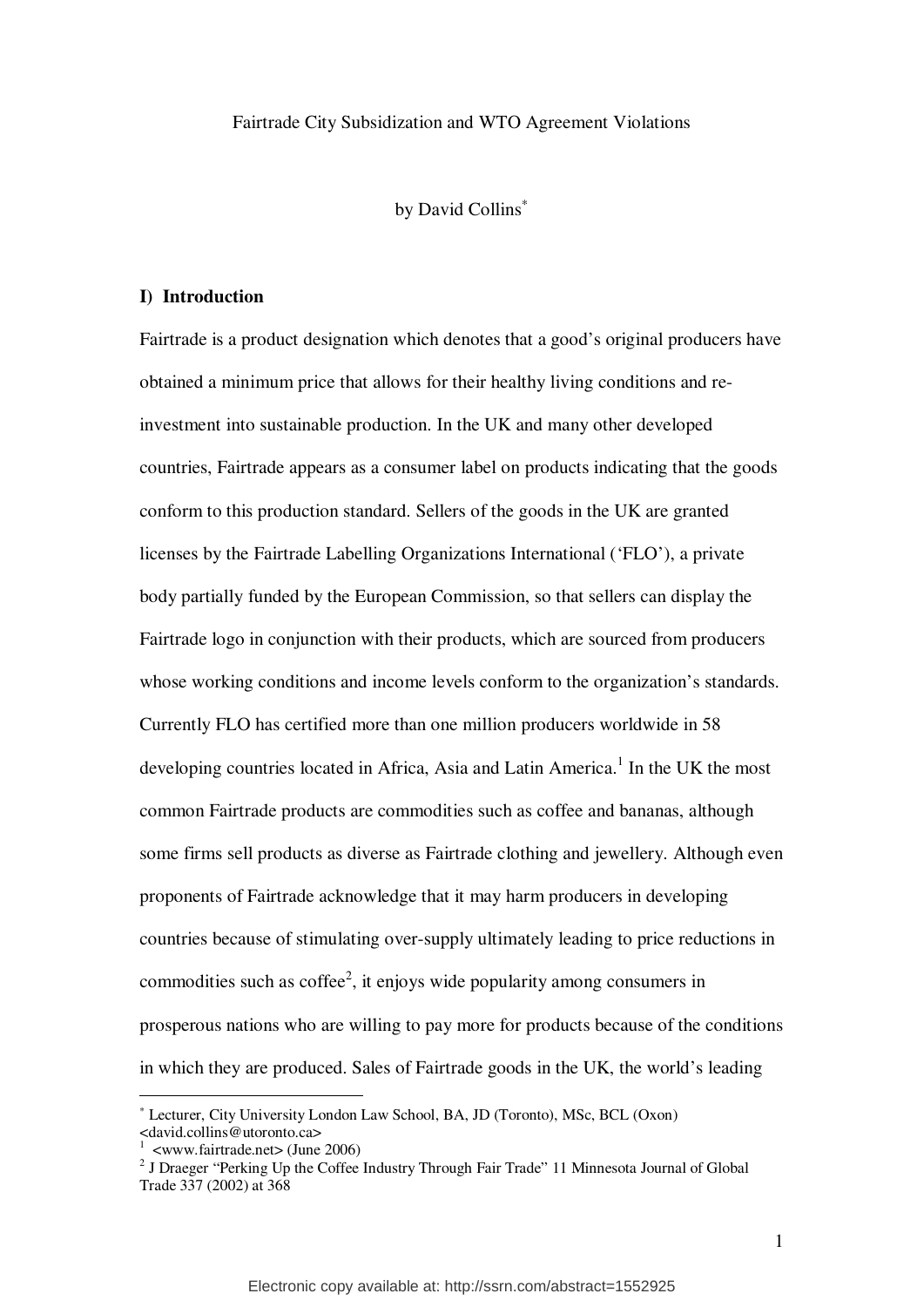Fairtrade City Subsidization and WTO Agreement Violations

by David Collins[*]

## I) Introduction

Fairtrade is a product designation which denotes that a good's original producers have obtained a minimum price that allows for their healthy living conditions and re-investment into sustainable production. In the UK and many other developed countries, Fairtrade appears as a consumer label on products indicating that the goods conform to this production standard. Sellers of the goods in the UK are granted licenses by the Fairtrade Labelling Organizations International ('FLO'), a private body partially funded by the European Commission, so that sellers can display the Fairtrade logo in conjunction with their products, which are sourced from producers whose working conditions and income levels conform to the organization's standards. Currently FLO has certified more than one million producers worldwide in 58 developing countries located in Africa, Asia and Latin America.[1] In the UK the most common Fairtrade products are commodities such as coffee and bananas, although some firms sell products as diverse as Fairtrade clothing and jewellery. Although even proponents of Fairtrade acknowledge that it may harm producers in developing countries because of stimulating over-supply ultimately leading to price reductions in commodities such as coffee[2], it enjoys wide popularity among consumers in prosperous nations who are willing to pay more for products because of the conditions in which they are produced. Sales of Fairtrade goods in the UK, the world's leading

---

[*] Lecturer, City University London Law School, BA, JD (Toronto), MSc, BCL (Oxon) <david.collins@utoronto.ca>

[1] <www.fairtrade.net> (June 2006)

[2] J Draeger "Perking Up the Coffee Industry Through Fair Trade" 11 Minnesota Journal of Global Trade 337 (2002) at 368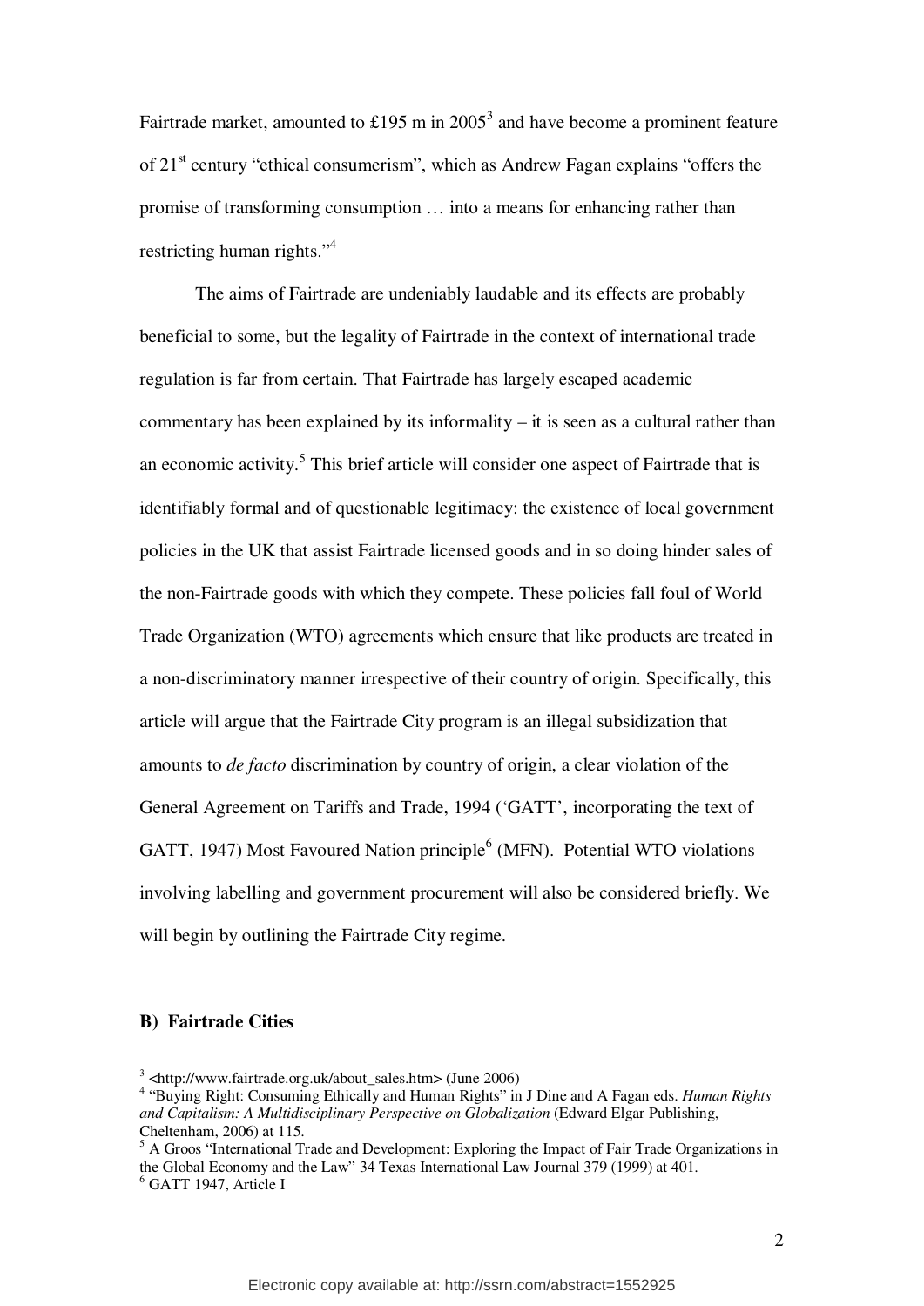Fairtrade market, amounted to £195 m in 2005[3] and have become a prominent feature of 21st century "ethical consumerism", which as Andrew Fagan explains "offers the promise of transforming consumption … into a means for enhancing rather than restricting human rights."[4]

The aims of Fairtrade are undeniably laudable and its effects are probably beneficial to some, but the legality of Fairtrade in the context of international trade regulation is far from certain. That Fairtrade has largely escaped academic commentary has been explained by its informality – it is seen as a cultural rather than an economic activity.[5] This brief article will consider one aspect of Fairtrade that is identifiably formal and of questionable legitimacy: the existence of local government policies in the UK that assist Fairtrade licensed goods and in so doing hinder sales of the non-Fairtrade goods with which they compete. These policies fall foul of World Trade Organization (WTO) agreements which ensure that like products are treated in a non-discriminatory manner irrespective of their country of origin. Specifically, this article will argue that the Fairtrade City program is an illegal subsidization that amounts to *de facto* discrimination by country of origin, a clear violation of the General Agreement on Tariffs and Trade, 1994 ('GATT', incorporating the text of GATT, 1947) Most Favoured Nation principle[6] (MFN). Potential WTO violations involving labelling and government procurement will also be considered briefly. We will begin by outlining the Fairtrade City regime.

## B) Fairtrade Cities

[3] <http://www.fairtrade.org.uk/about_sales.htm> (June 2006)

[4] "Buying Right: Consuming Ethically and Human Rights" in J Dine and A Fagan eds. *Human Rights and Capitalism: A Multidisciplinary Perspective on Globalization* (Edward Elgar Publishing, Cheltenham, 2006) at 115.

[5] A Groos "International Trade and Development: Exploring the Impact of Fair Trade Organizations in the Global Economy and the Law" 34 Texas International Law Journal 379 (1999) at 401.

[6] GATT 1947, Article I

Electronic copy available at: http://ssrn.com/abstract=1552925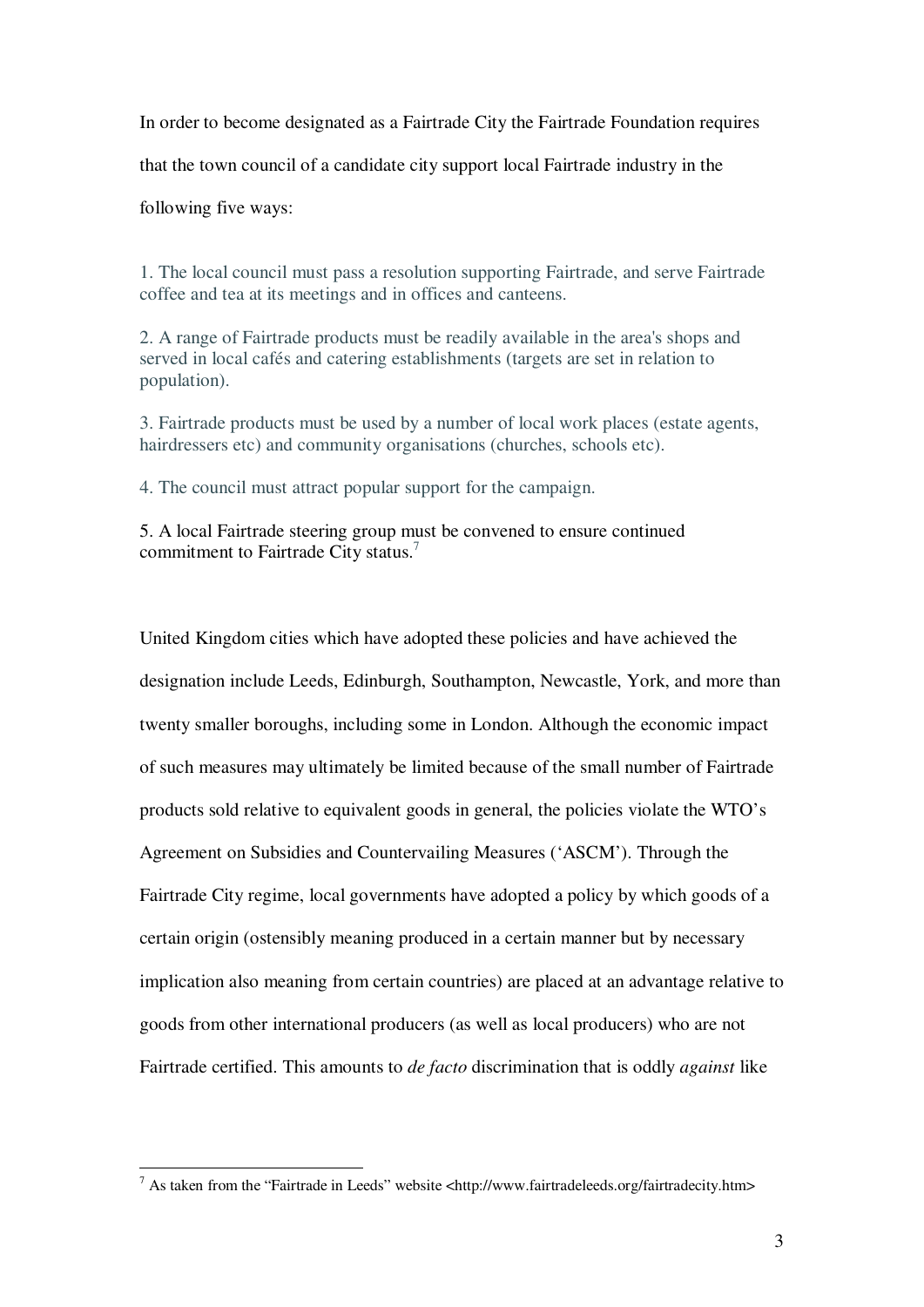In order to become designated as a Fairtrade City the Fairtrade Foundation requires that the town council of a candidate city support local Fairtrade industry in the following five ways:

1. The local council must pass a resolution supporting Fairtrade, and serve Fairtrade coffee and tea at its meetings and in offices and canteens.

2. A range of Fairtrade products must be readily available in the area's shops and served in local cafés and catering establishments (targets are set in relation to population).

3. Fairtrade products must be used by a number of local work places (estate agents, hairdressers etc) and community organisations (churches, schools etc).

4. The council must attract popular support for the campaign.

5. A local Fairtrade steering group must be convened to ensure continued commitment to Fairtrade City status.[7]

United Kingdom cities which have adopted these policies and have achieved the designation include Leeds, Edinburgh, Southampton, Newcastle, York, and more than twenty smaller boroughs, including some in London. Although the economic impact of such measures may ultimately be limited because of the small number of Fairtrade products sold relative to equivalent goods in general, the policies violate the WTO's Agreement on Subsidies and Countervailing Measures ('ASCM'). Through the Fairtrade City regime, local governments have adopted a policy by which goods of a certain origin (ostensibly meaning produced in a certain manner but by necessary implication also meaning from certain countries) are placed at an advantage relative to goods from other international producers (as well as local producers) who are not Fairtrade certified. This amounts to *de facto* discrimination that is oddly *against* like

[7] As taken from the "Fairtrade in Leeds" website <http://www.fairtradeleeds.org/fairtradecity.htm>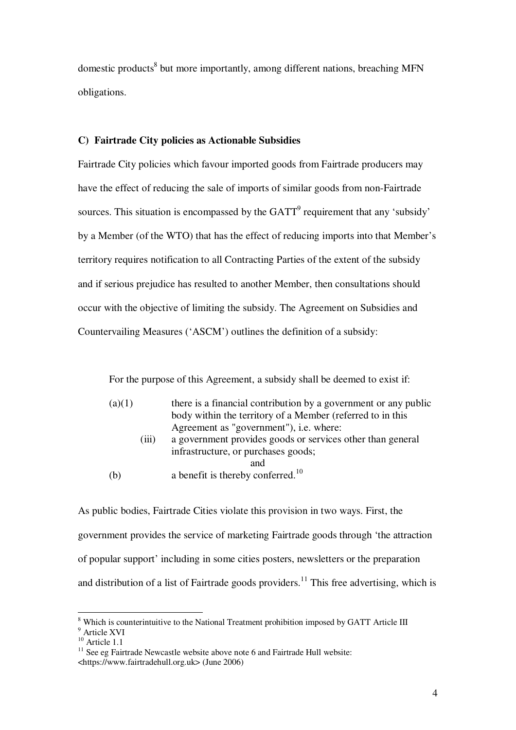domestic products[8] but more importantly, among different nations, breaching MFN obligations.

### C) Fairtrade City policies as Actionable Subsidies

Fairtrade City policies which favour imported goods from Fairtrade producers may have the effect of reducing the sale of imports of similar goods from non-Fairtrade sources. This situation is encompassed by the GATT[9] requirement that any 'subsidy' by a Member (of the WTO) that has the effect of reducing imports into that Member's territory requires notification to all Contracting Parties of the extent of the subsidy and if serious prejudice has resulted to another Member, then consultations should occur with the objective of limiting the subsidy. The Agreement on Subsidies and Countervailing Measures ('ASCM') outlines the definition of a subsidy:

> For the purpose of this Agreement, a subsidy shall be deemed to exist if:
>
> (a)(1) there is a financial contribution by a government or any public body within the territory of a Member (referred to in this Agreement as "government"), i.e. where:
>
> (iii) a government provides goods or services other than general infrastructure, or purchases goods;
>
> and
>
> (b) a benefit is thereby conferred.[10]

As public bodies, Fairtrade Cities violate this provision in two ways. First, the government provides the service of marketing Fairtrade goods through 'the attraction of popular support' including in some cities posters, newsletters or the preparation and distribution of a list of Fairtrade goods providers.[11] This free advertising, which is

---

[8] Which is counterintuitive to the National Treatment prohibition imposed by GATT Article III

[9] Article XVI

[10] Article 1.1

[11] See eg Fairtrade Newcastle website above note 6 and Fairtrade Hull website: <https://www.fairtradehull.org.uk> (June 2006)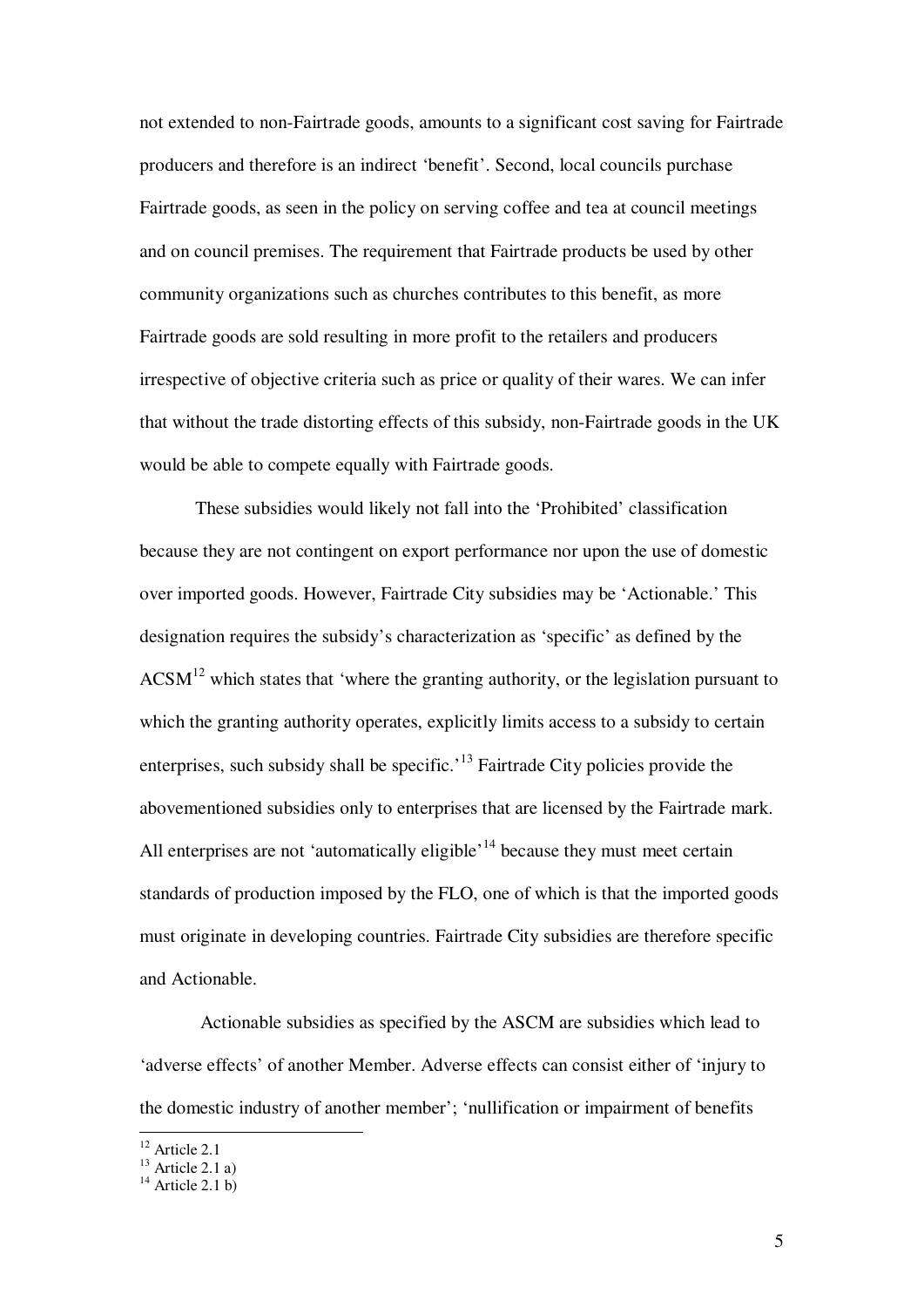not extended to non-Fairtrade goods, amounts to a significant cost saving for Fairtrade producers and therefore is an indirect 'benefit'. Second, local councils purchase Fairtrade goods, as seen in the policy on serving coffee and tea at council meetings and on council premises. The requirement that Fairtrade products be used by other community organizations such as churches contributes to this benefit, as more Fairtrade goods are sold resulting in more profit to the retailers and producers irrespective of objective criteria such as price or quality of their wares. We can infer that without the trade distorting effects of this subsidy, non-Fairtrade goods in the UK would be able to compete equally with Fairtrade goods.

These subsidies would likely not fall into the 'Prohibited' classification because they are not contingent on export performance nor upon the use of domestic over imported goods. However, Fairtrade City subsidies may be 'Actionable.' This designation requires the subsidy's characterization as 'specific' as defined by the ACSM[12] which states that 'where the granting authority, or the legislation pursuant to which the granting authority operates, explicitly limits access to a subsidy to certain enterprises, such subsidy shall be specific.'[13] Fairtrade City policies provide the abovementioned subsidies only to enterprises that are licensed by the Fairtrade mark. All enterprises are not 'automatically eligible'[14] because they must meet certain standards of production imposed by the FLO, one of which is that the imported goods must originate in developing countries. Fairtrade City subsidies are therefore specific and Actionable.

Actionable subsidies as specified by the ASCM are subsidies which lead to 'adverse effects' of another Member. Adverse effects can consist either of 'injury to the domestic industry of another member'; 'nullification or impairment of benefits

[12] Article 2.1
[13] Article 2.1 a)
[14] Article 2.1 b)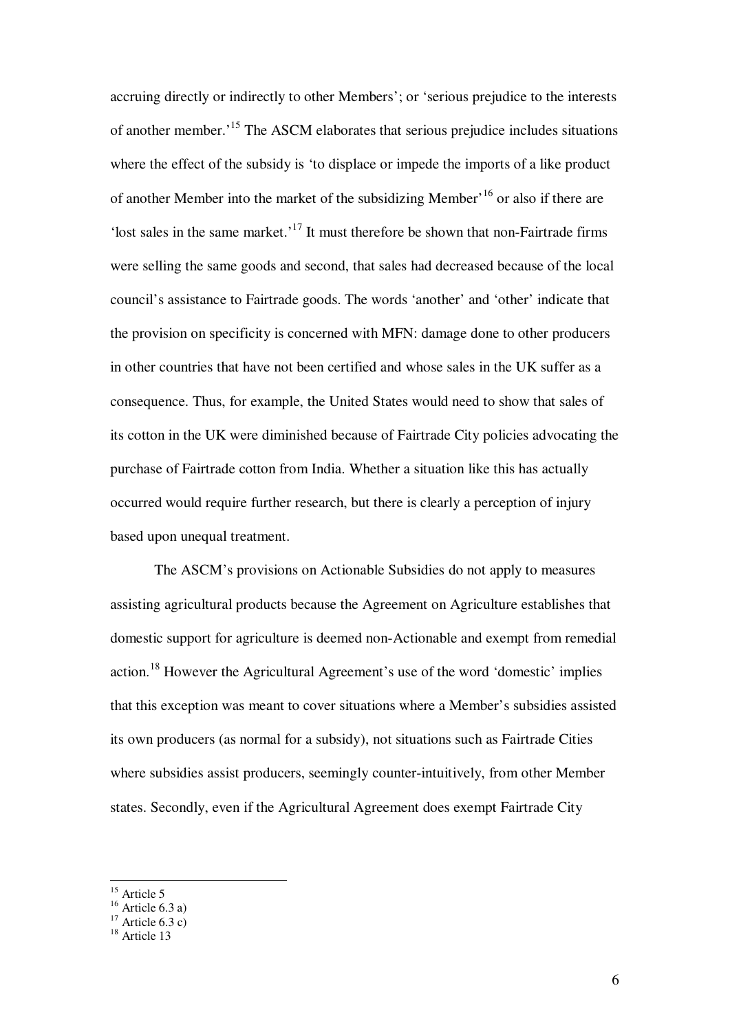accruing directly or indirectly to other Members'; or 'serious prejudice to the interests of another member.'[15] The ASCM elaborates that serious prejudice includes situations where the effect of the subsidy is 'to displace or impede the imports of a like product of another Member into the market of the subsidizing Member'[16] or also if there are 'lost sales in the same market.'[17] It must therefore be shown that non-Fairtrade firms were selling the same goods and second, that sales had decreased because of the local council's assistance to Fairtrade goods. The words 'another' and 'other' indicate that the provision on specificity is concerned with MFN: damage done to other producers in other countries that have not been certified and whose sales in the UK suffer as a consequence. Thus, for example, the United States would need to show that sales of its cotton in the UK were diminished because of Fairtrade City policies advocating the purchase of Fairtrade cotton from India. Whether a situation like this has actually occurred would require further research, but there is clearly a perception of injury based upon unequal treatment.

The ASCM's provisions on Actionable Subsidies do not apply to measures assisting agricultural products because the Agreement on Agriculture establishes that domestic support for agriculture is deemed non-Actionable and exempt from remedial action.[18] However the Agricultural Agreement's use of the word 'domestic' implies that this exception was meant to cover situations where a Member's subsidies assisted its own producers (as normal for a subsidy), not situations such as Fairtrade Cities where subsidies assist producers, seemingly counter-intuitively, from other Member states. Secondly, even if the Agricultural Agreement does exempt Fairtrade City

---

[15] Article 5

[16] Article 6.3 a)

[17] Article 6.3 c)

[18] Article 13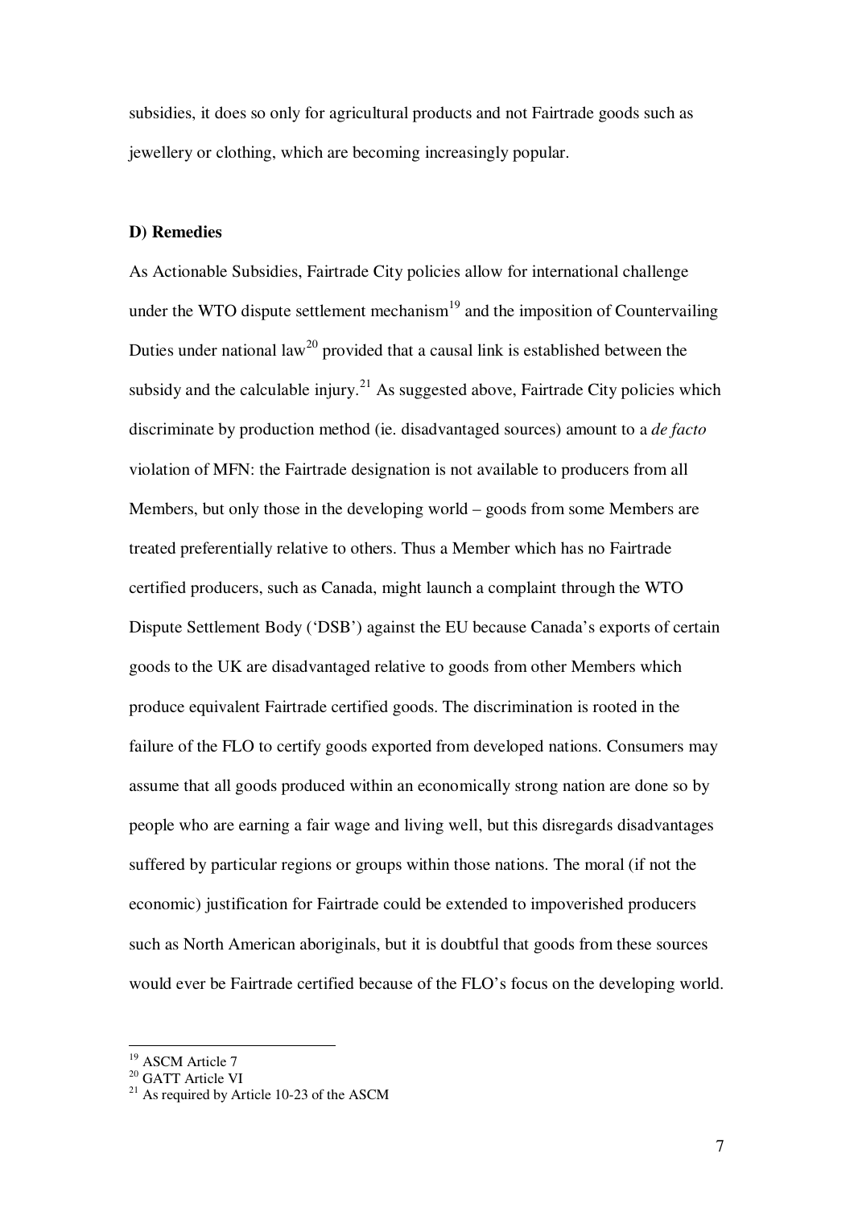subsidies, it does so only for agricultural products and not Fairtrade goods such as jewellery or clothing, which are becoming increasingly popular.

**D) Remedies**

As Actionable Subsidies, Fairtrade City policies allow for international challenge under the WTO dispute settlement mechanism[19] and the imposition of Countervailing Duties under national law[20] provided that a causal link is established between the subsidy and the calculable injury.[21] As suggested above, Fairtrade City policies which discriminate by production method (ie. disadvantaged sources) amount to a *de facto* violation of MFN: the Fairtrade designation is not available to producers from all Members, but only those in the developing world – goods from some Members are treated preferentially relative to others. Thus a Member which has no Fairtrade certified producers, such as Canada, might launch a complaint through the WTO Dispute Settlement Body ('DSB') against the EU because Canada's exports of certain goods to the UK are disadvantaged relative to goods from other Members which produce equivalent Fairtrade certified goods. The discrimination is rooted in the failure of the FLO to certify goods exported from developed nations. Consumers may assume that all goods produced within an economically strong nation are done so by people who are earning a fair wage and living well, but this disregards disadvantages suffered by particular regions or groups within those nations. The moral (if not the economic) justification for Fairtrade could be extended to impoverished producers such as North American aboriginals, but it is doubtful that goods from these sources would ever be Fairtrade certified because of the FLO's focus on the developing world.

---

[19] ASCM Article 7

[20] GATT Article VI

[21] As required by Article 10-23 of the ASCM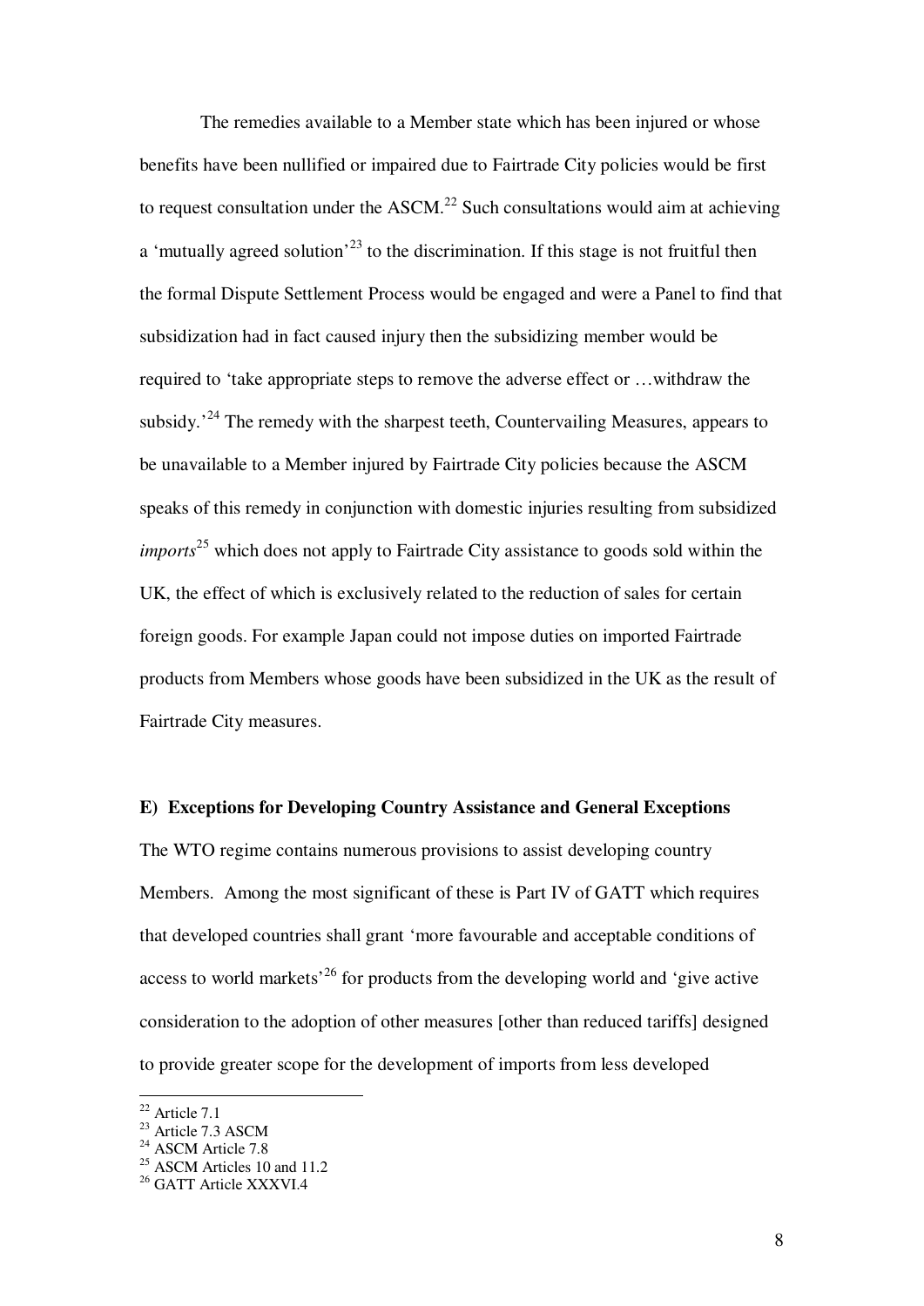The remedies available to a Member state which has been injured or whose benefits have been nullified or impaired due to Fairtrade City policies would be first to request consultation under the ASCM.[22] Such consultations would aim at achieving a 'mutually agreed solution'[23] to the discrimination. If this stage is not fruitful then the formal Dispute Settlement Process would be engaged and were a Panel to find that subsidization had in fact caused injury then the subsidizing member would be required to 'take appropriate steps to remove the adverse effect or …withdraw the subsidy.'[24] The remedy with the sharpest teeth, Countervailing Measures, appears to be unavailable to a Member injured by Fairtrade City policies because the ASCM speaks of this remedy in conjunction with domestic injuries resulting from subsidized *imports*[25] which does not apply to Fairtrade City assistance to goods sold within the UK, the effect of which is exclusively related to the reduction of sales for certain foreign goods. For example Japan could not impose duties on imported Fairtrade products from Members whose goods have been subsidized in the UK as the result of Fairtrade City measures.

**E) Exceptions for Developing Country Assistance and General Exceptions**

The WTO regime contains numerous provisions to assist developing country Members. Among the most significant of these is Part IV of GATT which requires that developed countries shall grant 'more favourable and acceptable conditions of access to world markets'[26] for products from the developing world and 'give active consideration to the adoption of other measures [other than reduced tariffs] designed to provide greater scope for the development of imports from less developed

---

[22] Article 7.1

[23] Article 7.3 ASCM

[24] ASCM Article 7.8

[25] ASCM Articles 10 and 11.2

[26] GATT Article XXXVI.4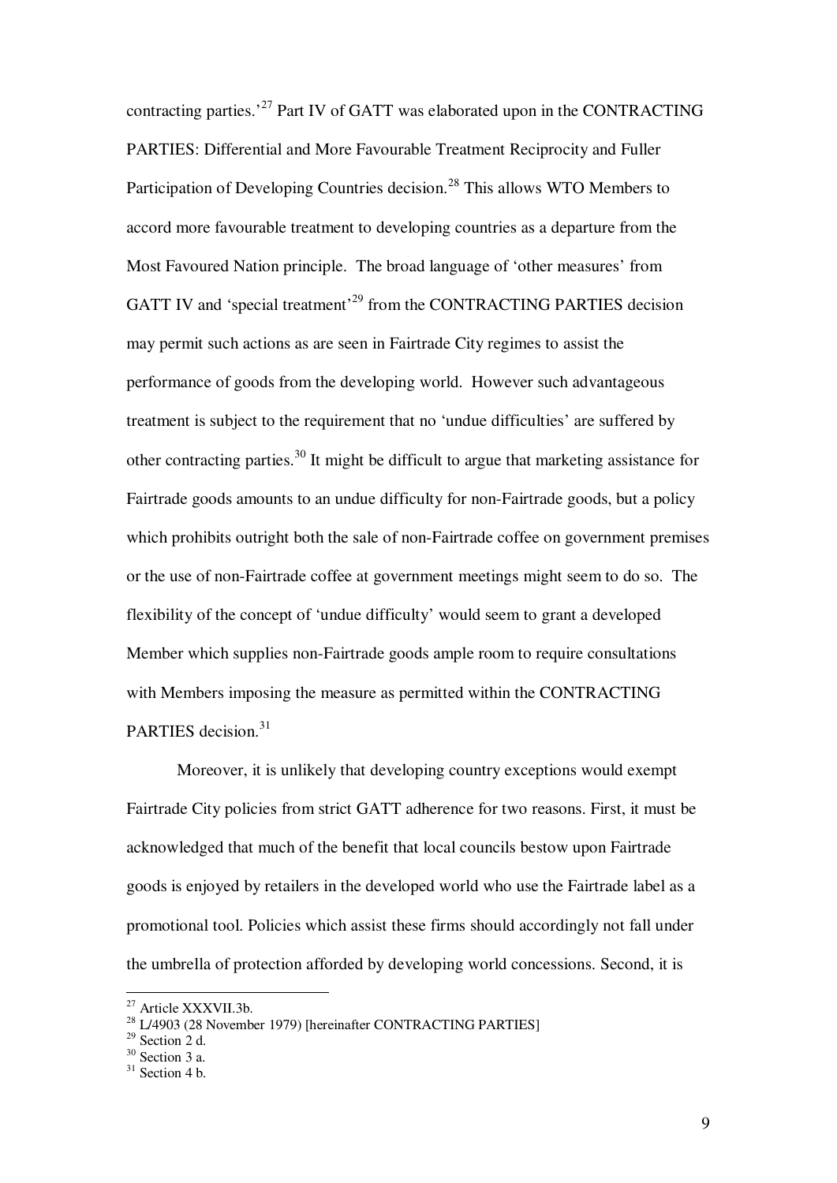contracting parties.'[27] Part IV of GATT was elaborated upon in the CONTRACTING PARTIES: Differential and More Favourable Treatment Reciprocity and Fuller Participation of Developing Countries decision.[28] This allows WTO Members to accord more favourable treatment to developing countries as a departure from the Most Favoured Nation principle. The broad language of 'other measures' from GATT IV and 'special treatment'[29] from the CONTRACTING PARTIES decision may permit such actions as are seen in Fairtrade City regimes to assist the performance of goods from the developing world. However such advantageous treatment is subject to the requirement that no 'undue difficulties' are suffered by other contracting parties.[30] It might be difficult to argue that marketing assistance for Fairtrade goods amounts to an undue difficulty for non-Fairtrade goods, but a policy which prohibits outright both the sale of non-Fairtrade coffee on government premises or the use of non-Fairtrade coffee at government meetings might seem to do so. The flexibility of the concept of 'undue difficulty' would seem to grant a developed Member which supplies non-Fairtrade goods ample room to require consultations with Members imposing the measure as permitted within the CONTRACTING PARTIES decision.[31]

Moreover, it is unlikely that developing country exceptions would exempt Fairtrade City policies from strict GATT adherence for two reasons. First, it must be acknowledged that much of the benefit that local councils bestow upon Fairtrade goods is enjoyed by retailers in the developed world who use the Fairtrade label as a promotional tool. Policies which assist these firms should accordingly not fall under the umbrella of protection afforded by developing world concessions. Second, it is

[27] Article XXXVII.3b.
[28] L/4903 (28 November 1979) [hereinafter CONTRACTING PARTIES]
[29] Section 2 d.
[30] Section 3 a.
[31] Section 4 b.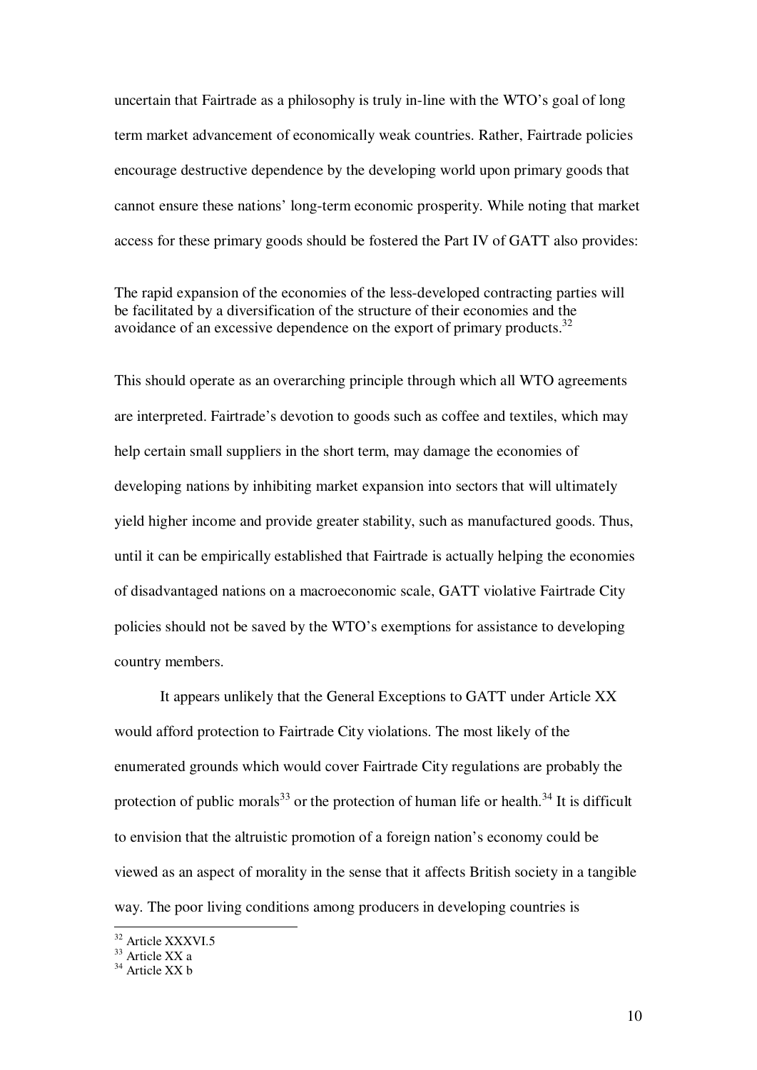uncertain that Fairtrade as a philosophy is truly in-line with the WTO's goal of long term market advancement of economically weak countries. Rather, Fairtrade policies encourage destructive dependence by the developing world upon primary goods that cannot ensure these nations' long-term economic prosperity. While noting that market access for these primary goods should be fostered the Part IV of GATT also provides:

> The rapid expansion of the economies of the less-developed contracting parties will be facilitated by a diversification of the structure of their economies and the avoidance of an excessive dependence on the export of primary products.[32]

This should operate as an overarching principle through which all WTO agreements are interpreted. Fairtrade's devotion to goods such as coffee and textiles, which may help certain small suppliers in the short term, may damage the economies of developing nations by inhibiting market expansion into sectors that will ultimately yield higher income and provide greater stability, such as manufactured goods. Thus, until it can be empirically established that Fairtrade is actually helping the economies of disadvantaged nations on a macroeconomic scale, GATT violative Fairtrade City policies should not be saved by the WTO's exemptions for assistance to developing country members.

It appears unlikely that the General Exceptions to GATT under Article XX would afford protection to Fairtrade City violations. The most likely of the enumerated grounds which would cover Fairtrade City regulations are probably the protection of public morals[33] or the protection of human life or health.[34] It is difficult to envision that the altruistic promotion of a foreign nation's economy could be viewed as an aspect of morality in the sense that it affects British society in a tangible way. The poor living conditions among producers in developing countries is

---

[32] Article XXXVI.5

[33] Article XX a

[34] Article XX b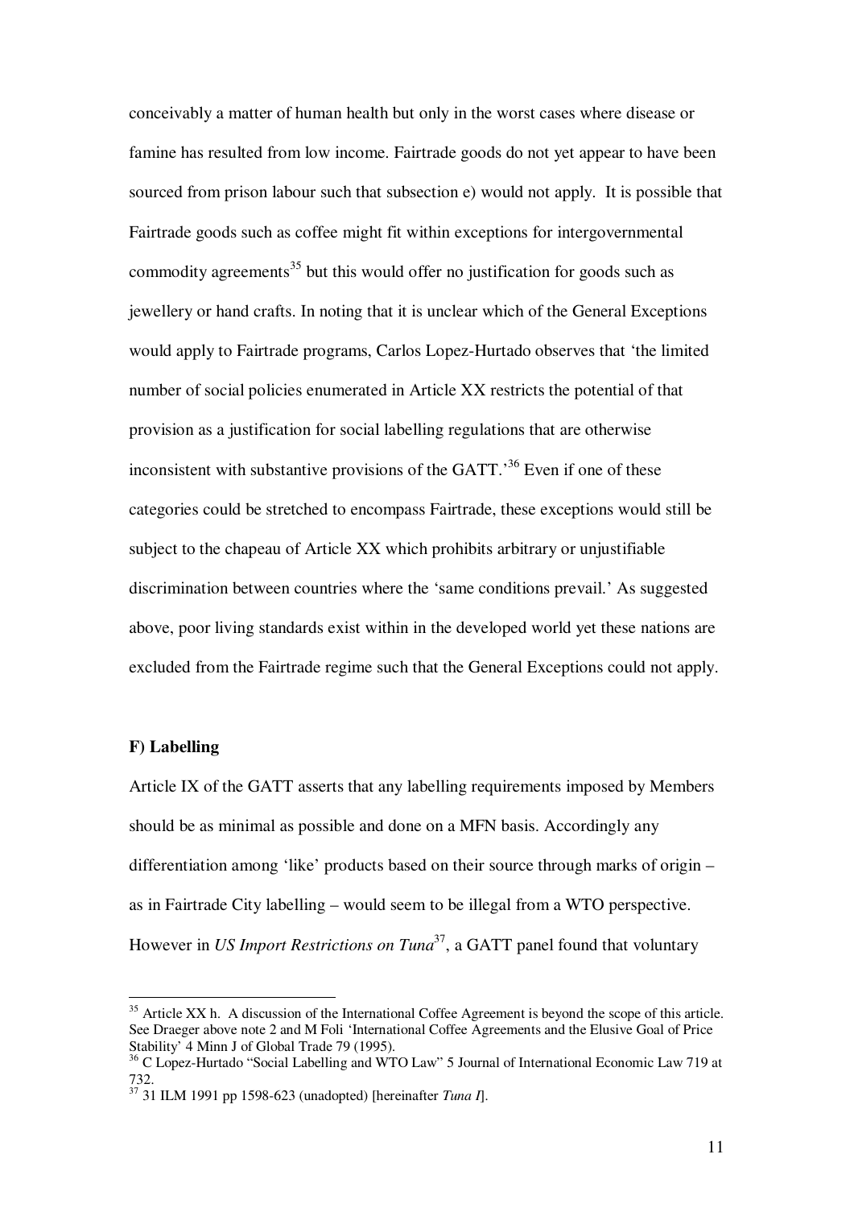conceivably a matter of human health but only in the worst cases where disease or famine has resulted from low income. Fairtrade goods do not yet appear to have been sourced from prison labour such that subsection e) would not apply. It is possible that Fairtrade goods such as coffee might fit within exceptions for intergovernmental commodity agreements[35] but this would offer no justification for goods such as jewellery or hand crafts. In noting that it is unclear which of the General Exceptions would apply to Fairtrade programs, Carlos Lopez-Hurtado observes that 'the limited number of social policies enumerated in Article XX restricts the potential of that provision as a justification for social labelling regulations that are otherwise inconsistent with substantive provisions of the GATT.'[36] Even if one of these categories could be stretched to encompass Fairtrade, these exceptions would still be subject to the chapeau of Article XX which prohibits arbitrary or unjustifiable discrimination between countries where the 'same conditions prevail.' As suggested above, poor living standards exist within in the developed world yet these nations are excluded from the Fairtrade regime such that the General Exceptions could not apply.

**F) Labelling**

Article IX of the GATT asserts that any labelling requirements imposed by Members should be as minimal as possible and done on a MFN basis. Accordingly any differentiation among 'like' products based on their source through marks of origin – as in Fairtrade City labelling – would seem to be illegal from a WTO perspective. However in *US Import Restrictions on Tuna*[37], a GATT panel found that voluntary

---

[35] Article XX h. A discussion of the International Coffee Agreement is beyond the scope of this article. See Draeger above note 2 and M Foli 'International Coffee Agreements and the Elusive Goal of Price Stability' 4 Minn J of Global Trade 79 (1995).

[36] C Lopez-Hurtado "Social Labelling and WTO Law" 5 Journal of International Economic Law 719 at 732.

[37] 31 ILM 1991 pp 1598-623 (unadopted) [hereinafter *Tuna I*].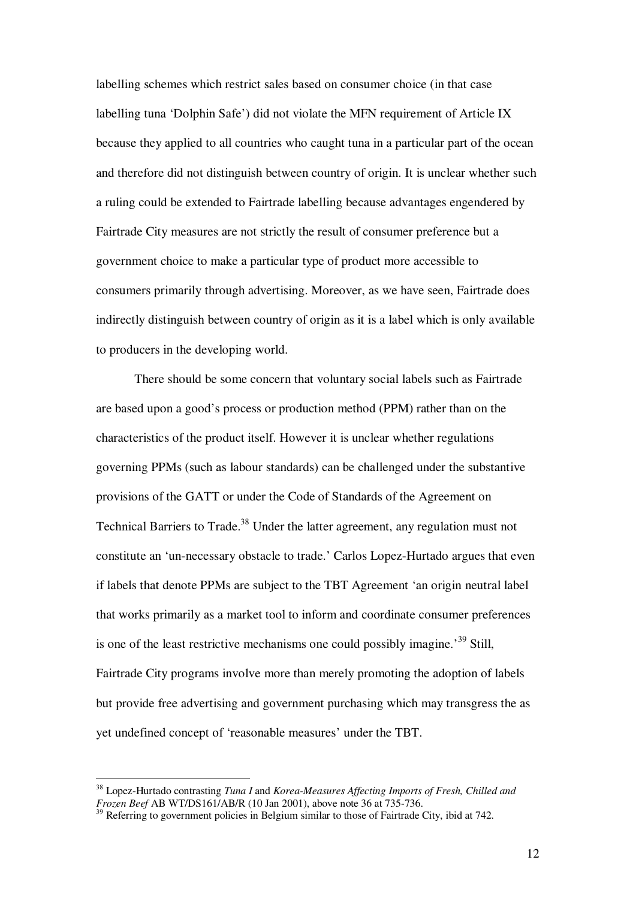labelling schemes which restrict sales based on consumer choice (in that case labelling tuna 'Dolphin Safe') did not violate the MFN requirement of Article IX because they applied to all countries who caught tuna in a particular part of the ocean and therefore did not distinguish between country of origin. It is unclear whether such a ruling could be extended to Fairtrade labelling because advantages engendered by Fairtrade City measures are not strictly the result of consumer preference but a government choice to make a particular type of product more accessible to consumers primarily through advertising. Moreover, as we have seen, Fairtrade does indirectly distinguish between country of origin as it is a label which is only available to producers in the developing world.

There should be some concern that voluntary social labels such as Fairtrade are based upon a good's process or production method (PPM) rather than on the characteristics of the product itself. However it is unclear whether regulations governing PPMs (such as labour standards) can be challenged under the substantive provisions of the GATT or under the Code of Standards of the Agreement on Technical Barriers to Trade.[38] Under the latter agreement, any regulation must not constitute an 'un-necessary obstacle to trade.' Carlos Lopez-Hurtado argues that even if labels that denote PPMs are subject to the TBT Agreement 'an origin neutral label that works primarily as a market tool to inform and coordinate consumer preferences is one of the least restrictive mechanisms one could possibly imagine.'[39] Still, Fairtrade City programs involve more than merely promoting the adoption of labels but provide free advertising and government purchasing which may transgress the as yet undefined concept of 'reasonable measures' under the TBT.

---

[38] Lopez-Hurtado contrasting *Tuna I* and *Korea-Measures Affecting Imports of Fresh, Chilled and Frozen Beef* AB WT/DS161/AB/R (10 Jan 2001), above note 36 at 735-736.

[39] Referring to government policies in Belgium similar to those of Fairtrade City, ibid at 742.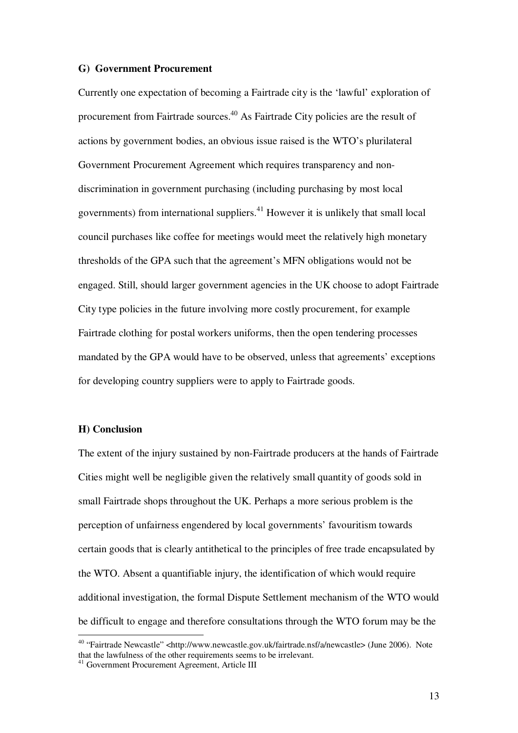### G) Government Procurement

Currently one expectation of becoming a Fairtrade city is the 'lawful' exploration of procurement from Fairtrade sources.[40] As Fairtrade City policies are the result of actions by government bodies, an obvious issue raised is the WTO's plurilateral Government Procurement Agreement which requires transparency and non-discrimination in government purchasing (including purchasing by most local governments) from international suppliers.[41] However it is unlikely that small local council purchases like coffee for meetings would meet the relatively high monetary thresholds of the GPA such that the agreement's MFN obligations would not be engaged. Still, should larger government agencies in the UK choose to adopt Fairtrade City type policies in the future involving more costly procurement, for example Fairtrade clothing for postal workers uniforms, then the open tendering processes mandated by the GPA would have to be observed, unless that agreements' exceptions for developing country suppliers were to apply to Fairtrade goods.

### H) Conclusion

The extent of the injury sustained by non-Fairtrade producers at the hands of Fairtrade Cities might well be negligible given the relatively small quantity of goods sold in small Fairtrade shops throughout the UK. Perhaps a more serious problem is the perception of unfairness engendered by local governments' favouritism towards certain goods that is clearly antithetical to the principles of free trade encapsulated by the WTO. Absent a quantifiable injury, the identification of which would require additional investigation, the formal Dispute Settlement mechanism of the WTO would be difficult to engage and therefore consultations through the WTO forum may be the

---

[40] "Fairtrade Newcastle" <http://www.newcastle.gov.uk/fairtrade.nsf/a/newcastle> (June 2006). Note that the lawfulness of the other requirements seems to be irrelevant.

[41] Government Procurement Agreement, Article III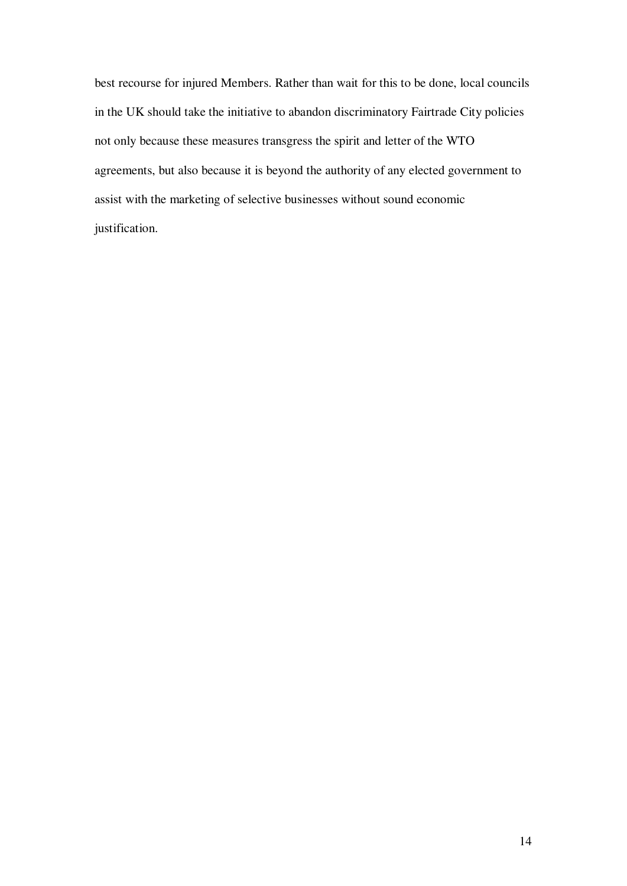best recourse for injured Members. Rather than wait for this to be done, local councils in the UK should take the initiative to abandon discriminatory Fairtrade City policies not only because these measures transgress the spirit and letter of the WTO agreements, but also because it is beyond the authority of any elected government to assist with the marketing of selective businesses without sound economic justification.